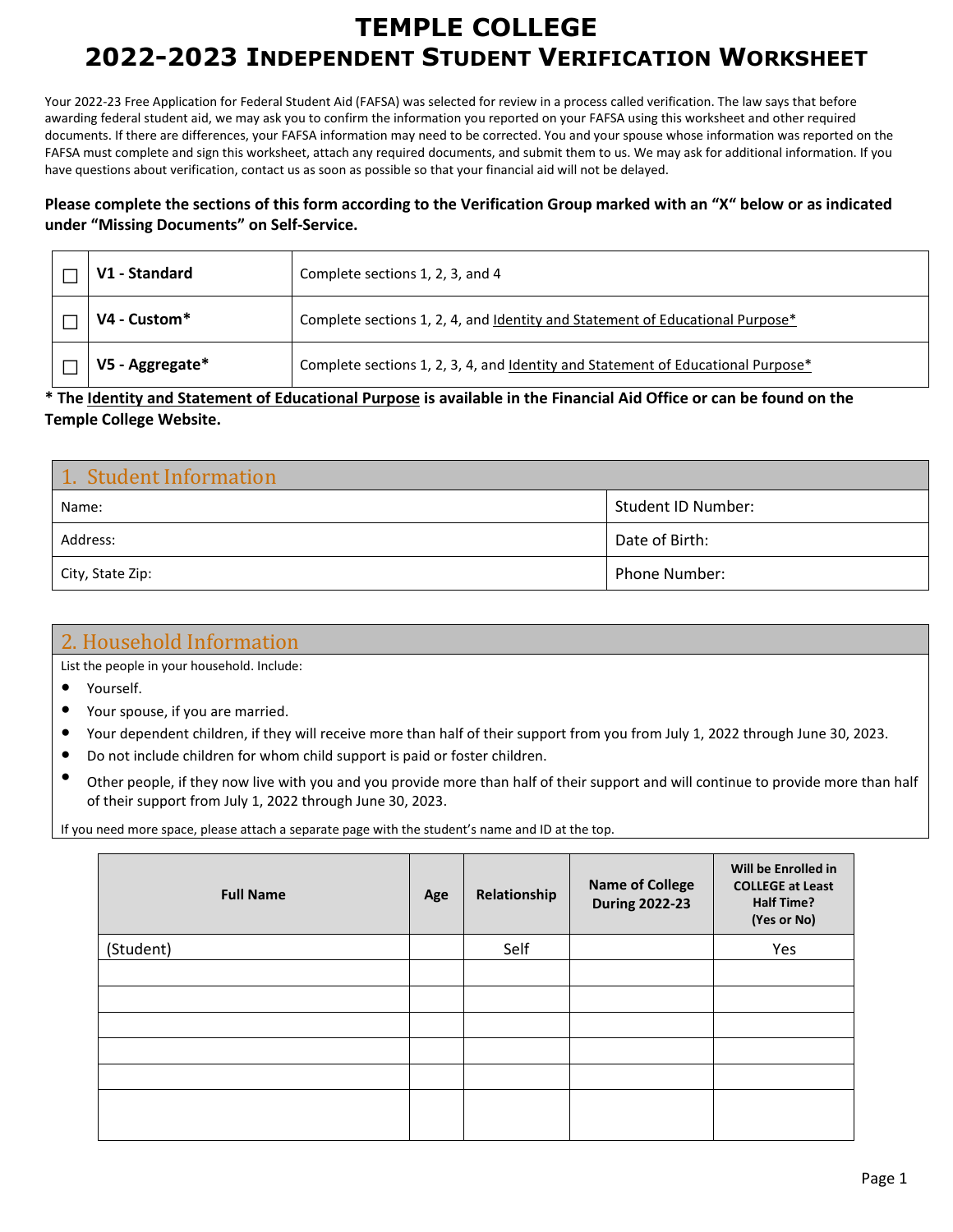# TEMPLE COLLEGE
# 2022-2023 INDEPENDENT STUDENT VERIFICATION WORKSHEET

Your 2022-23 Free Application for Federal Student Aid (FAFSA) was selected for review in a process called verification. The law says that before awarding federal student aid, we may ask you to confirm the information you reported on your FAFSA using this worksheet and other required documents. If there are differences, your FAFSA information may need to be corrected. You and your spouse whose information was reported on the FAFSA must complete and sign this worksheet, attach any required documents, and submit them to us. We may ask for additional information. If you have questions about verification, contact us as soon as possible so that your financial aid will not be delayed.

**Please complete the sections of this form according to the Verification Group marked with an "X" below or as indicated under "Missing Documents" on Self-Service.**

| | | |
|---|---|---|
| ☐ | **V1 - Standard** | Complete sections 1, 2, 3, and 4 |
| ☐ | **V4 - Custom*** | Complete sections 1, 2, 4, and Identity and Statement of Educational Purpose* |
| ☐ | **V5 - Aggregate*** | Complete sections 1, 2, 3, 4, and Identity and Statement of Educational Purpose* |

**\* The Identity and Statement of Educational Purpose is available in the Financial Aid Office or can be found on the Temple College Website.**

## 1. Student Information

| | |
|---|---|
| Name: | Student ID Number: |
| Address: | Date of Birth: |
| City, State Zip: | Phone Number: |

## 2. Household Information

List the people in your household. Include:

- Yourself.
- Your spouse, if you are married.
- Your dependent children, if they will receive more than half of their support from you from July 1, 2022 through June 30, 2023.
- Do not include children for whom child support is paid or foster children.
- Other people, if they now live with you and you provide more than half of their support and will continue to provide more than half of their support from July 1, 2022 through June 30, 2023.

If you need more space, please attach a separate page with the student's name and ID at the top.

| Full Name | Age | Relationship | Name of College During 2022-23 | Will be Enrolled in COLLEGE at Least Half Time? (Yes or No) |
|---|---|---|---|---|
| (Student) | | Self | | Yes |
| | | | | |
| | | | | |
| | | | | |
| | | | | |
| | | | | |
| | | | | |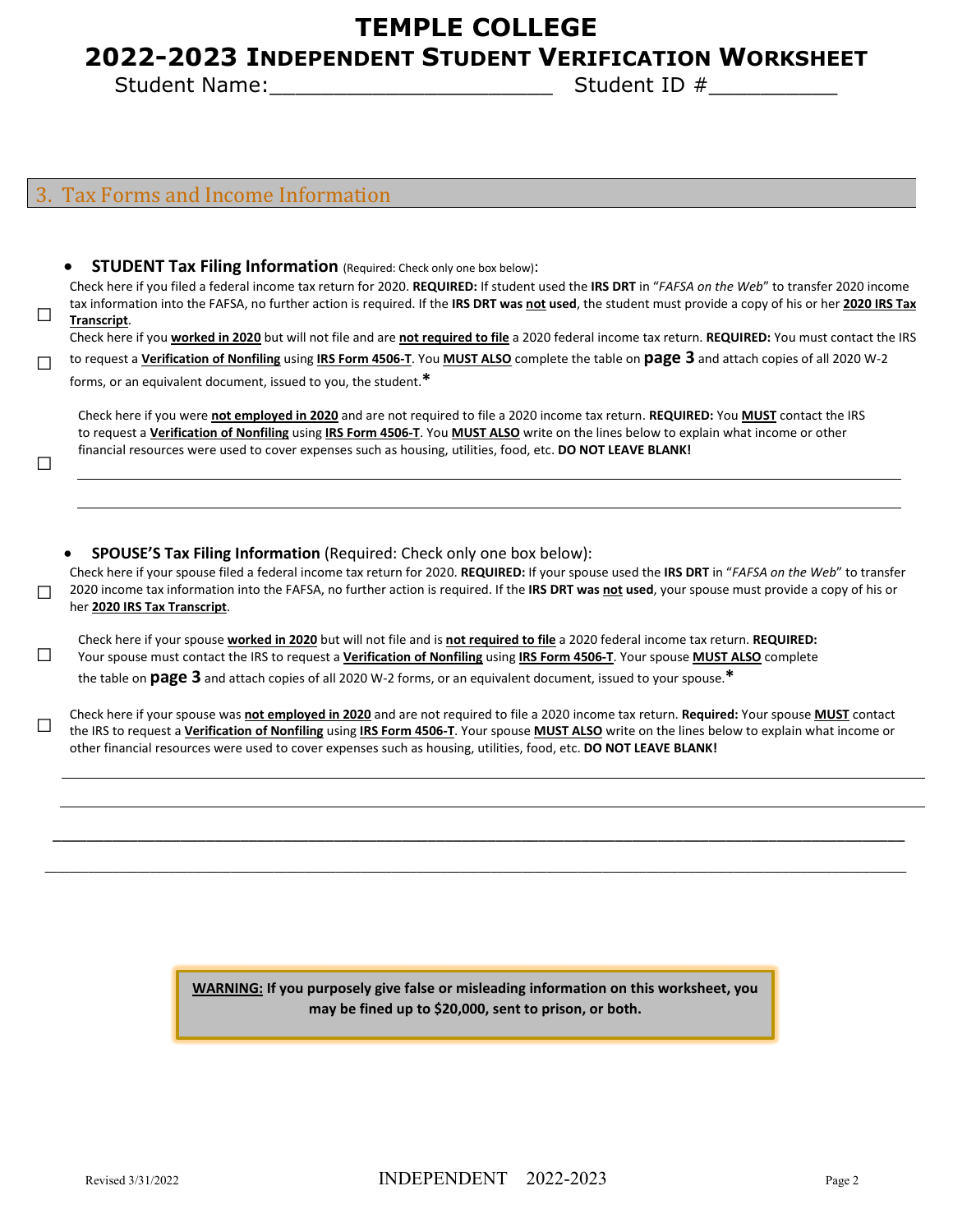# TEMPLE COLLEGE
## 2022-2023 INDEPENDENT STUDENT VERIFICATION WORKSHEET

Student Name:_______________________ Student ID #__________

## 3. Tax Forms and Income Information

- **STUDENT Tax Filing Information** (Required: Check only one box below):

☐ Check here if you filed a federal income tax return for 2020. **REQUIRED:** If student used the **IRS DRT** in "*FAFSA on the Web*" to transfer 2020 income tax information into the FAFSA, no further action is required. If the **IRS DRT was not used**, the student must provide a copy of his or her **2020 IRS Tax Transcript**.

☐ Check here if you **worked in 2020** but will not file and are **not required to file** a 2020 federal income tax return. **REQUIRED:** You must contact the IRS to request a **Verification of Nonfiling** using **IRS Form 4506-T**. You **MUST ALSO** complete the table on **page 3** and attach copies of all 2020 W-2 forms, or an equivalent document, issued to you, the student.*

☐ Check here if you were **not employed in 2020** and are not required to file a 2020 income tax return. **REQUIRED:** You **MUST** contact the IRS to request a **Verification of Nonfiling** using **IRS Form 4506-T**. You **MUST ALSO** write on the lines below to explain what income or other financial resources were used to cover expenses such as housing, utilities, food, etc. **DO NOT LEAVE BLANK!**

______________________________________________________________________________

______________________________________________________________________________

- **SPOUSE'S Tax Filing Information** (Required: Check only one box below):

☐ Check here if your spouse filed a federal income tax return for 2020. **REQUIRED:** If your spouse used the **IRS DRT** in "*FAFSA on the Web*" to transfer 2020 income tax information into the FAFSA, no further action is required. If the **IRS DRT was not used**, your spouse must provide a copy of his or her **2020 IRS Tax Transcript**.

☐ Check here if your spouse **worked in 2020** but will not file and is **not required to file** a 2020 federal income tax return. **REQUIRED:** Your spouse must contact the IRS to request a **Verification of Nonfiling** using **IRS Form 4506-T**. Your spouse **MUST ALSO** complete the table on **page 3** and attach copies of all 2020 W-2 forms, or an equivalent document, issued to your spouse.*

☐ Check here if your spouse was **not employed in 2020** and are not required to file a 2020 income tax return. **Required:** Your spouse **MUST** contact the IRS to request a **Verification of Nonfiling** using **IRS Form 4506-T**. Your spouse **MUST ALSO** write on the lines below to explain what income or other financial resources were used to cover expenses such as housing, utilities, food, etc. **DO NOT LEAVE BLANK!**

______________________________________________________________________________

______________________________________________________________________________

______________________________________________________________________________

______________________________________________________________________________

**WARNING: If you purposely give false or misleading information on this worksheet, you may be fined up to $20,000, sent to prison, or both.**

Revised 3/31/2022 INDEPENDENT 2022-2023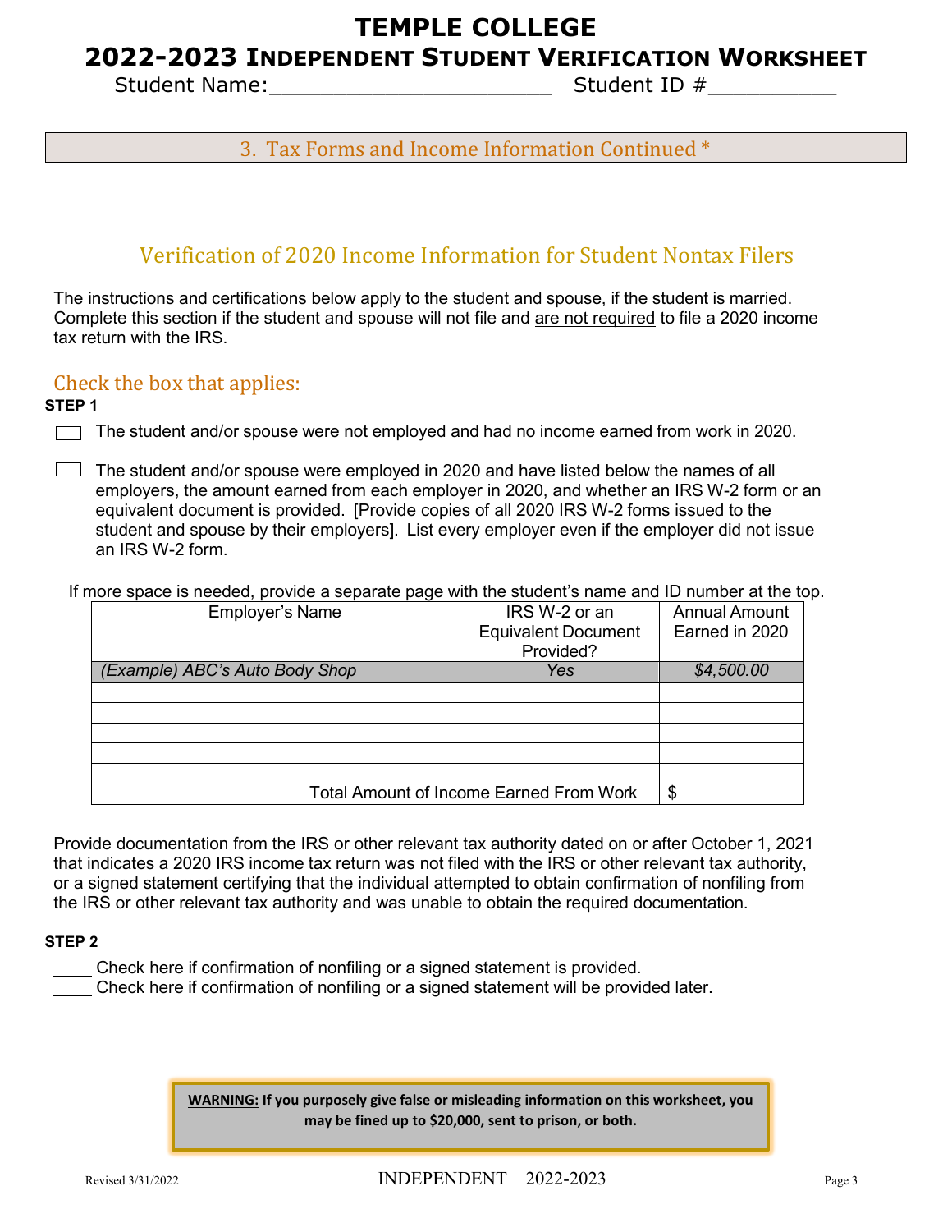# TEMPLE COLLEGE

## 2022-2023 INDEPENDENT STUDENT VERIFICATION WORKSHEET

Student Name:______________________ Student ID #__________

### 3. Tax Forms and Income Information Continued *

## Verification of 2020 Income Information for Student Nontax Filers

The instructions and certifications below apply to the student and spouse, if the student is married. Complete this section if the student and spouse will not file and are not required to file a 2020 income tax return with the IRS.

### Check the box that applies:

**STEP 1**

☐ The student and/or spouse were not employed and had no income earned from work in 2020.

☐ The student and/or spouse were employed in 2020 and have listed below the names of all employers, the amount earned from each employer in 2020, and whether an IRS W-2 form or an equivalent document is provided. [Provide copies of all 2020 IRS W-2 forms issued to the student and spouse by their employers]. List every employer even if the employer did not issue an IRS W-2 form.

If more space is needed, provide a separate page with the student's name and ID number at the top.

| Employer's Name | IRS W-2 or an Equivalent Document Provided? | Annual Amount Earned in 2020 |
|---|---|---|
| *(Example) ABC's Auto Body Shop* | *Yes* | *$4,500.00* |
| | | |
| | | |
| | | |
| | | |
| | | |
| Total Amount of Income Earned From Work | | $ |

Provide documentation from the IRS or other relevant tax authority dated on or after October 1, 2021 that indicates a 2020 IRS income tax return was not filed with the IRS or other relevant tax authority, or a signed statement certifying that the individual attempted to obtain confirmation of nonfiling from the IRS or other relevant tax authority and was unable to obtain the required documentation.

**STEP 2**

____ Check here if confirmation of nonfiling or a signed statement is provided.
____ Check here if confirmation of nonfiling or a signed statement will be provided later.

**WARNING: If you purposely give false or misleading information on this worksheet, you may be fined up to $20,000, sent to prison, or both.**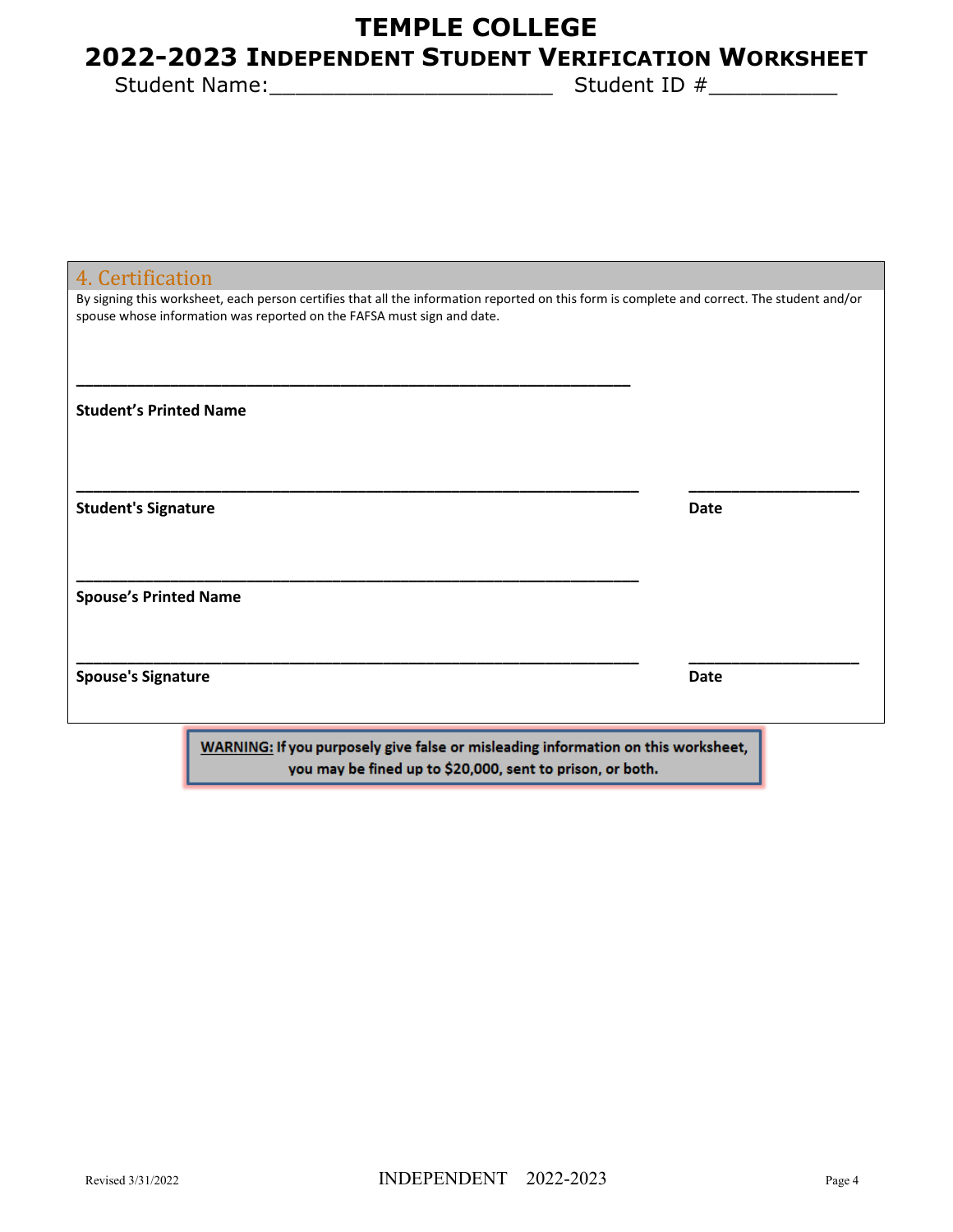# TEMPLE COLLEGE

## 2022-2023 Independent Student Verification Worksheet

Student Name:______________________ Student ID #__________

### 4. Certification

By signing this worksheet, each person certifies that all the information reported on this form is complete and correct. The student and/or spouse whose information was reported on the FAFSA must sign and date.

______________________________________________________________

**Student's Printed Name**

______________________________________________________________ ____________________

**Student's Signature** **Date**

______________________________________________________________

**Spouse's Printed Name**

______________________________________________________________ ____________________

**Spouse's Signature** **Date**

**WARNING:** If you purposely give false or misleading information on this worksheet, you may be fined up to $20,000, sent to prison, or both.

Revised 3/31/2022

INDEPENDENT 2022-2023